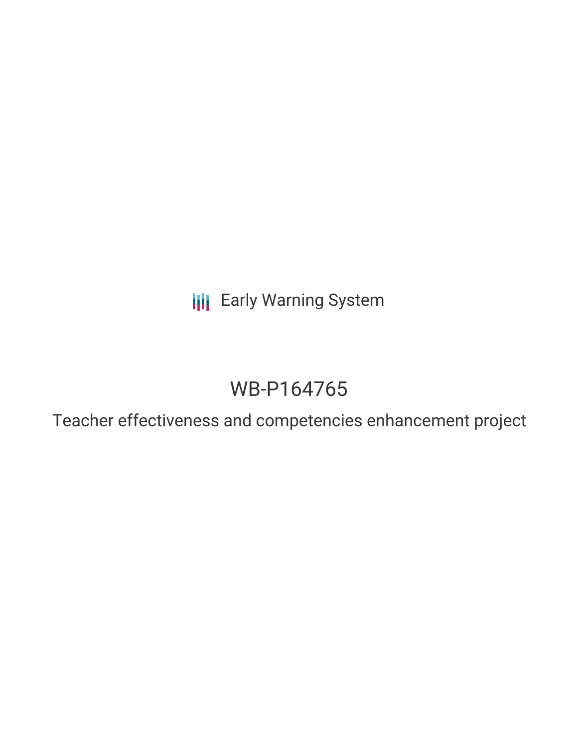Early Warning System

# WB-P164765

Teacher effectiveness and competencies enhancement project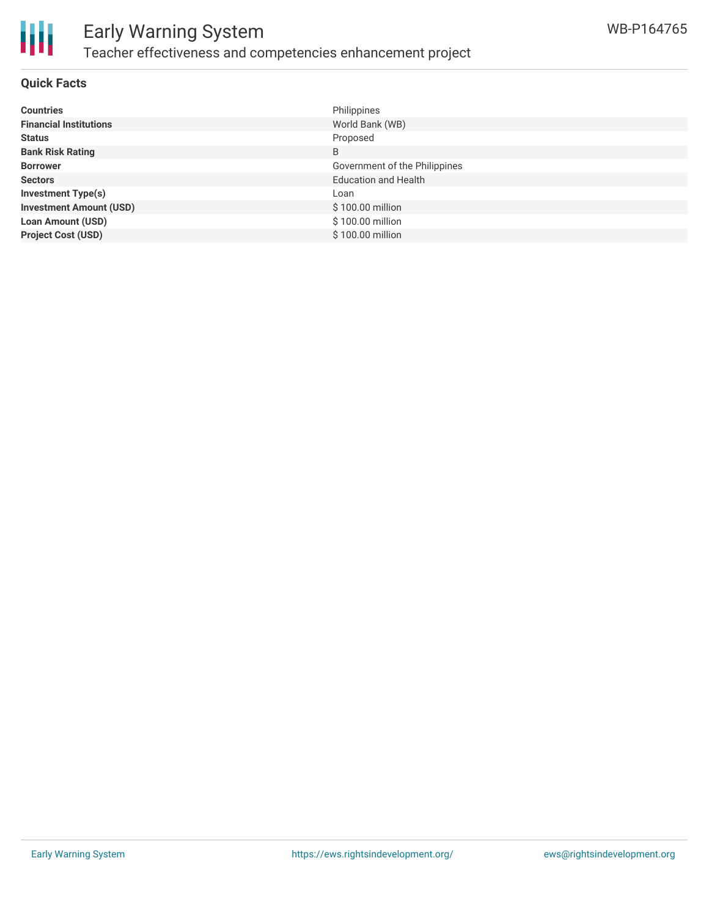# Early Warning System

## Teacher effectiveness and competencies enhancement project

WB-P164765

### Quick Facts

| | |
|---|---|
| **Countries** | Philippines |
| **Financial Institutions** | World Bank (WB) |
| **Status** | Proposed |
| **Bank Risk Rating** | B |
| **Borrower** | Government of the Philippines |
| **Sectors** | Education and Health |
| **Investment Type(s)** | Loan |
| **Investment Amount (USD)** | $ 100.00 million |
| **Loan Amount (USD)** | $ 100.00 million |
| **Project Cost (USD)** | $ 100.00 million |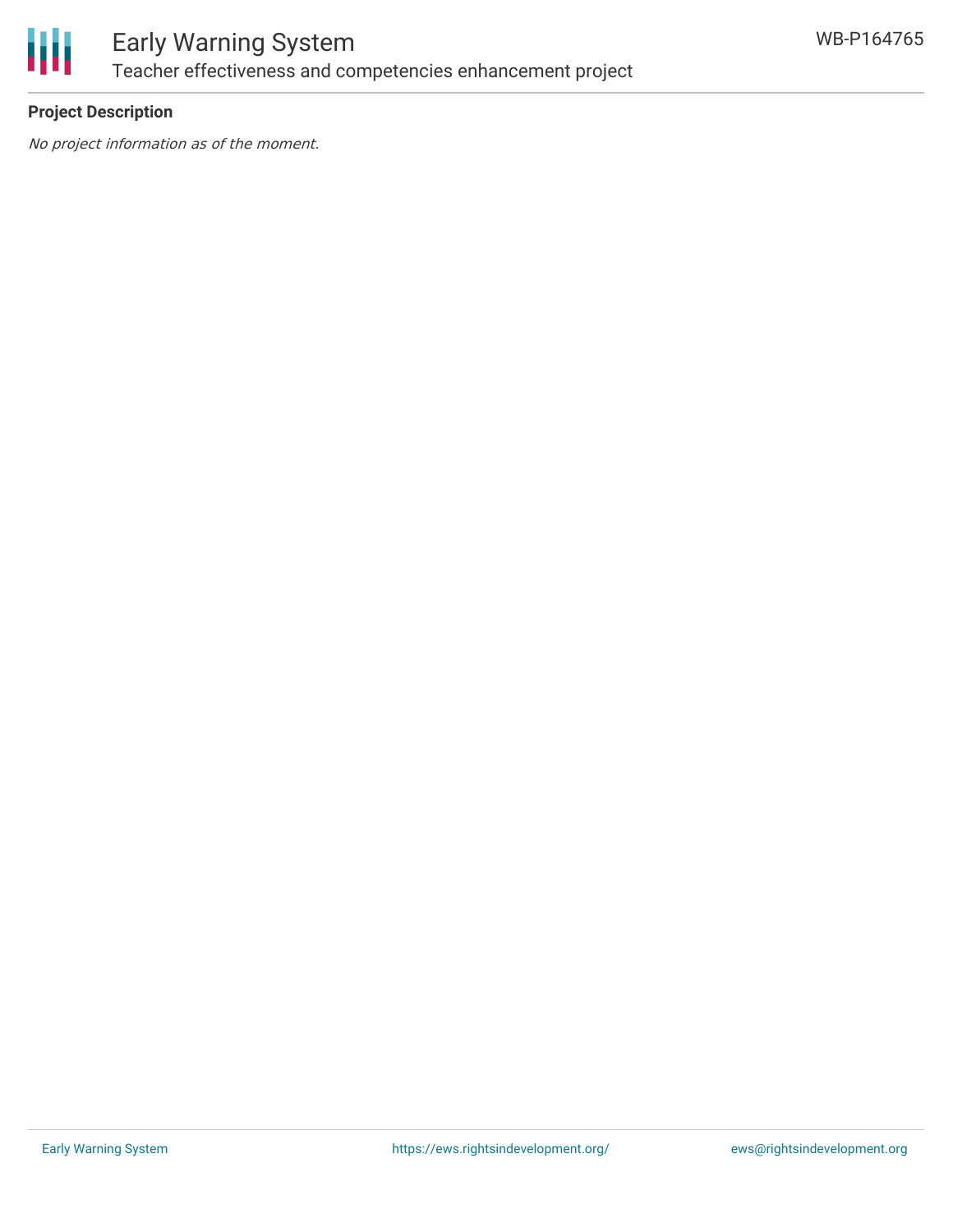**Project Description**

*No project information as of the moment.*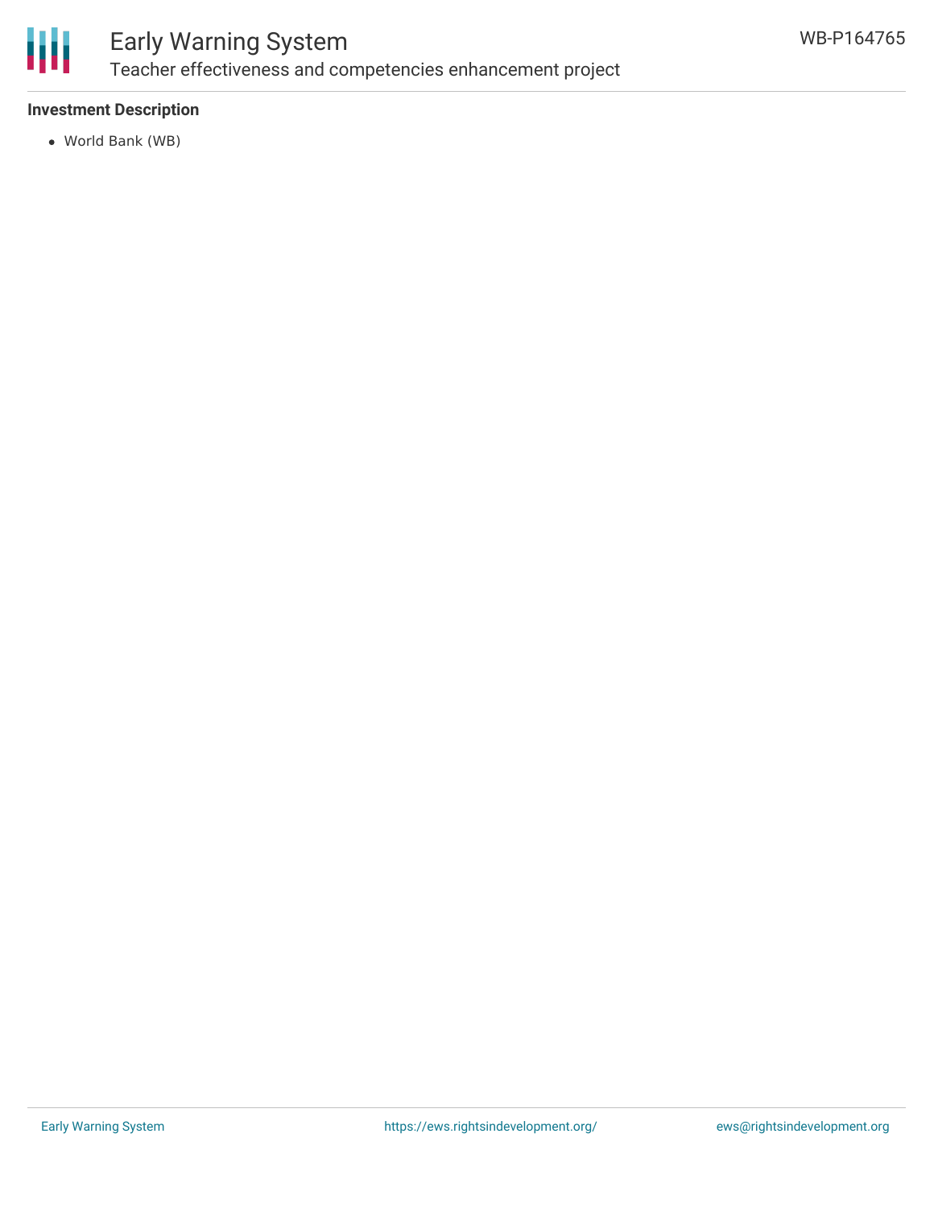**Investment Description**

- World Bank (WB)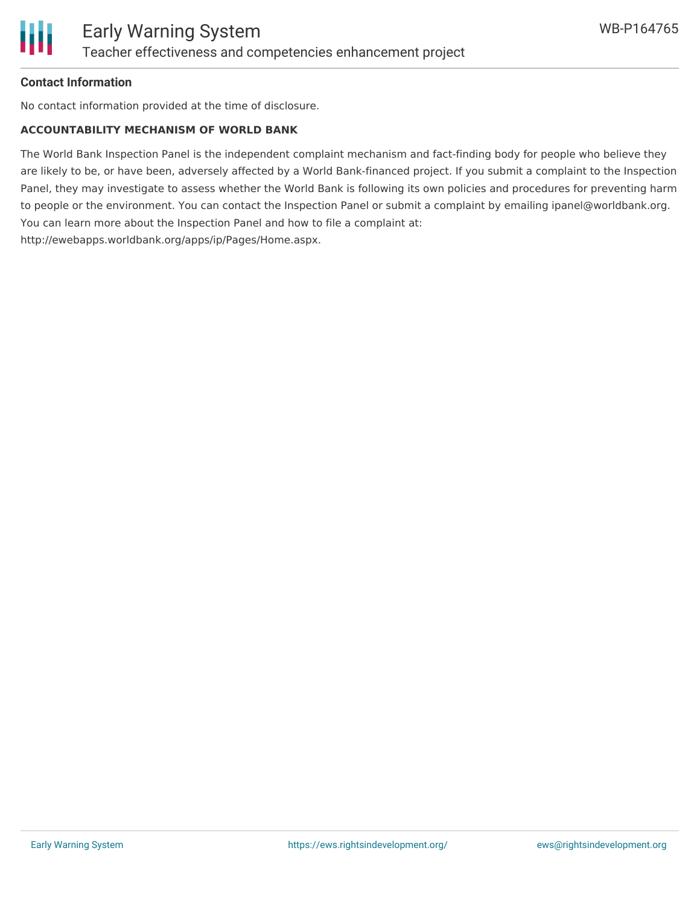**Contact Information**

No contact information provided at the time of disclosure.

**ACCOUNTABILITY MECHANISM OF WORLD BANK**

The World Bank Inspection Panel is the independent complaint mechanism and fact-finding body for people who believe they are likely to be, or have been, adversely affected by a World Bank-financed project. If you submit a complaint to the Inspection Panel, they may investigate to assess whether the World Bank is following its own policies and procedures for preventing harm to people or the environment. You can contact the Inspection Panel or submit a complaint by emailing ipanel@worldbank.org. You can learn more about the Inspection Panel and how to file a complaint at: http://ewebapps.worldbank.org/apps/ip/Pages/Home.aspx.